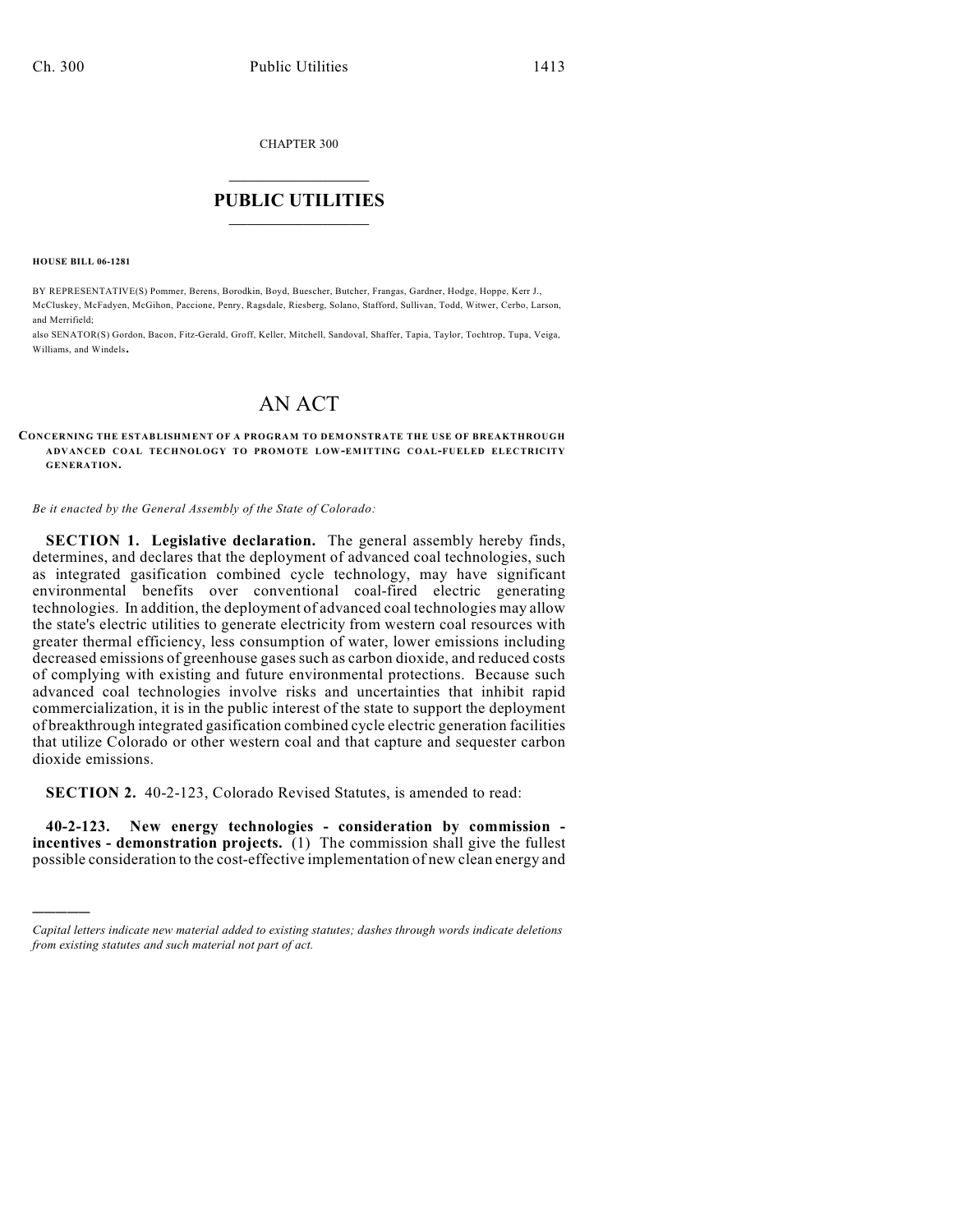CHAPTER 300

# PUBLIC UTILITIES

**HOUSE BILL 06-1281**

BY REPRESENTATIVE(S) Pommer, Berens, Borodkin, Boyd, Buescher, Butcher, Frangas, Gardner, Hodge, Hoppe, Kerr J., McCluskey, McFadyen, McGihon, Paccione, Penry, Ragsdale, Riesberg, Solano, Stafford, Sullivan, Todd, Witwer, Cerbo, Larson, and Merrifield;
also SENATOR(S) Gordon, Bacon, Fitz-Gerald, Groff, Keller, Mitchell, Sandoval, Shaffer, Tapia, Taylor, Tochtrop, Tupa, Veiga, Williams, and Windels.

# AN ACT

**CONCERNING THE ESTABLISHMENT OF A PROGRAM TO DEMONSTRATE THE USE OF BREAKTHROUGH ADVANCED COAL TECHNOLOGY TO PROMOTE LOW-EMITTING COAL-FUELED ELECTRICITY GENERATION.**

*Be it enacted by the General Assembly of the State of Colorado:*

**SECTION 1. Legislative declaration.** The general assembly hereby finds, determines, and declares that the deployment of advanced coal technologies, such as integrated gasification combined cycle technology, may have significant environmental benefits over conventional coal-fired electric generating technologies. In addition, the deployment of advanced coal technologies may allow the state's electric utilities to generate electricity from western coal resources with greater thermal efficiency, less consumption of water, lower emissions including decreased emissions of greenhouse gases such as carbon dioxide, and reduced costs of complying with existing and future environmental protections. Because such advanced coal technologies involve risks and uncertainties that inhibit rapid commercialization, it is in the public interest of the state to support the deployment of breakthrough integrated gasification combined cycle electric generation facilities that utilize Colorado or other western coal and that capture and sequester carbon dioxide emissions.

**SECTION 2.** 40-2-123, Colorado Revised Statutes, is amended to read:

**40-2-123. New energy technologies - consideration by commission - incentives - demonstration projects.** (1) The commission shall give the fullest possible consideration to the cost-effective implementation of new clean energy and

---

*Capital letters indicate new material added to existing statutes; dashes through words indicate deletions from existing statutes and such material not part of act.*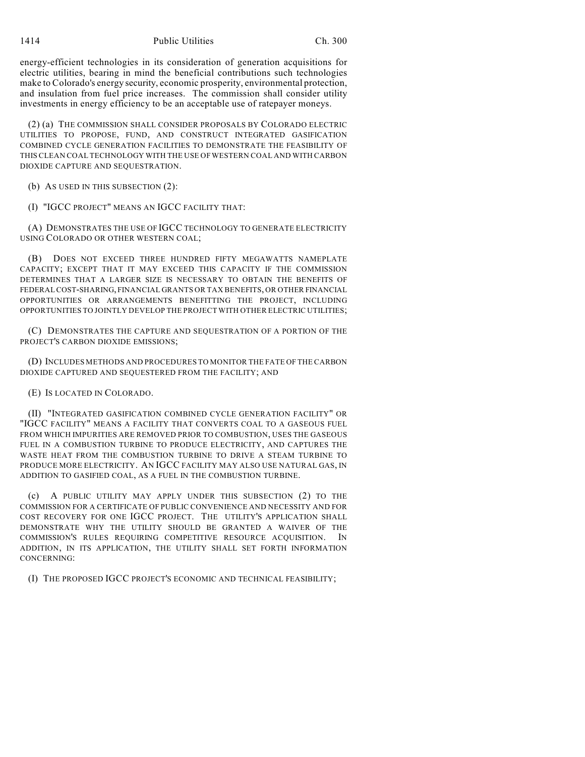energy-efficient technologies in its consideration of generation acquisitions for electric utilities, bearing in mind the beneficial contributions such technologies make to Colorado's energy security, economic prosperity, environmental protection, and insulation from fuel price increases. The commission shall consider utility investments in energy efficiency to be an acceptable use of ratepayer moneys.

(2) (a) THE COMMISSION SHALL CONSIDER PROPOSALS BY COLORADO ELECTRIC UTILITIES TO PROPOSE, FUND, AND CONSTRUCT INTEGRATED GASIFICATION COMBINED CYCLE GENERATION FACILITIES TO DEMONSTRATE THE FEASIBILITY OF THIS CLEAN COAL TECHNOLOGY WITH THE USE OF WESTERN COAL AND WITH CARBON DIOXIDE CAPTURE AND SEQUESTRATION.

(b) AS USED IN THIS SUBSECTION (2):

(I) "IGCC PROJECT" MEANS AN IGCC FACILITY THAT:

(A) DEMONSTRATES THE USE OF IGCC TECHNOLOGY TO GENERATE ELECTRICITY USING COLORADO OR OTHER WESTERN COAL;

(B) DOES NOT EXCEED THREE HUNDRED FIFTY MEGAWATTS NAMEPLATE CAPACITY; EXCEPT THAT IT MAY EXCEED THIS CAPACITY IF THE COMMISSION DETERMINES THAT A LARGER SIZE IS NECESSARY TO OBTAIN THE BENEFITS OF FEDERAL COST-SHARING, FINANCIAL GRANTS OR TAX BENEFITS, OR OTHER FINANCIAL OPPORTUNITIES OR ARRANGEMENTS BENEFITTING THE PROJECT, INCLUDING OPPORTUNITIES TO JOINTLY DEVELOP THE PROJECT WITH OTHER ELECTRIC UTILITIES;

(C) DEMONSTRATES THE CAPTURE AND SEQUESTRATION OF A PORTION OF THE PROJECT'S CARBON DIOXIDE EMISSIONS;

(D) INCLUDES METHODS AND PROCEDURES TO MONITOR THE FATE OF THE CARBON DIOXIDE CAPTURED AND SEQUESTERED FROM THE FACILITY; AND

(E) IS LOCATED IN COLORADO.

(II) "INTEGRATED GASIFICATION COMBINED CYCLE GENERATION FACILITY" OR "IGCC FACILITY" MEANS A FACILITY THAT CONVERTS COAL TO A GASEOUS FUEL FROM WHICH IMPURITIES ARE REMOVED PRIOR TO COMBUSTION, USES THE GASEOUS FUEL IN A COMBUSTION TURBINE TO PRODUCE ELECTRICITY, AND CAPTURES THE WASTE HEAT FROM THE COMBUSTION TURBINE TO DRIVE A STEAM TURBINE TO PRODUCE MORE ELECTRICITY. AN IGCC FACILITY MAY ALSO USE NATURAL GAS, IN ADDITION TO GASIFIED COAL, AS A FUEL IN THE COMBUSTION TURBINE.

(c) A PUBLIC UTILITY MAY APPLY UNDER THIS SUBSECTION (2) TO THE COMMISSION FOR A CERTIFICATE OF PUBLIC CONVENIENCE AND NECESSITY AND FOR COST RECOVERY FOR ONE IGCC PROJECT. THE UTILITY'S APPLICATION SHALL DEMONSTRATE WHY THE UTILITY SHOULD BE GRANTED A WAIVER OF THE COMMISSION'S RULES REQUIRING COMPETITIVE RESOURCE ACQUISITION. IN ADDITION, IN ITS APPLICATION, THE UTILITY SHALL SET FORTH INFORMATION CONCERNING:

(I) THE PROPOSED IGCC PROJECT'S ECONOMIC AND TECHNICAL FEASIBILITY;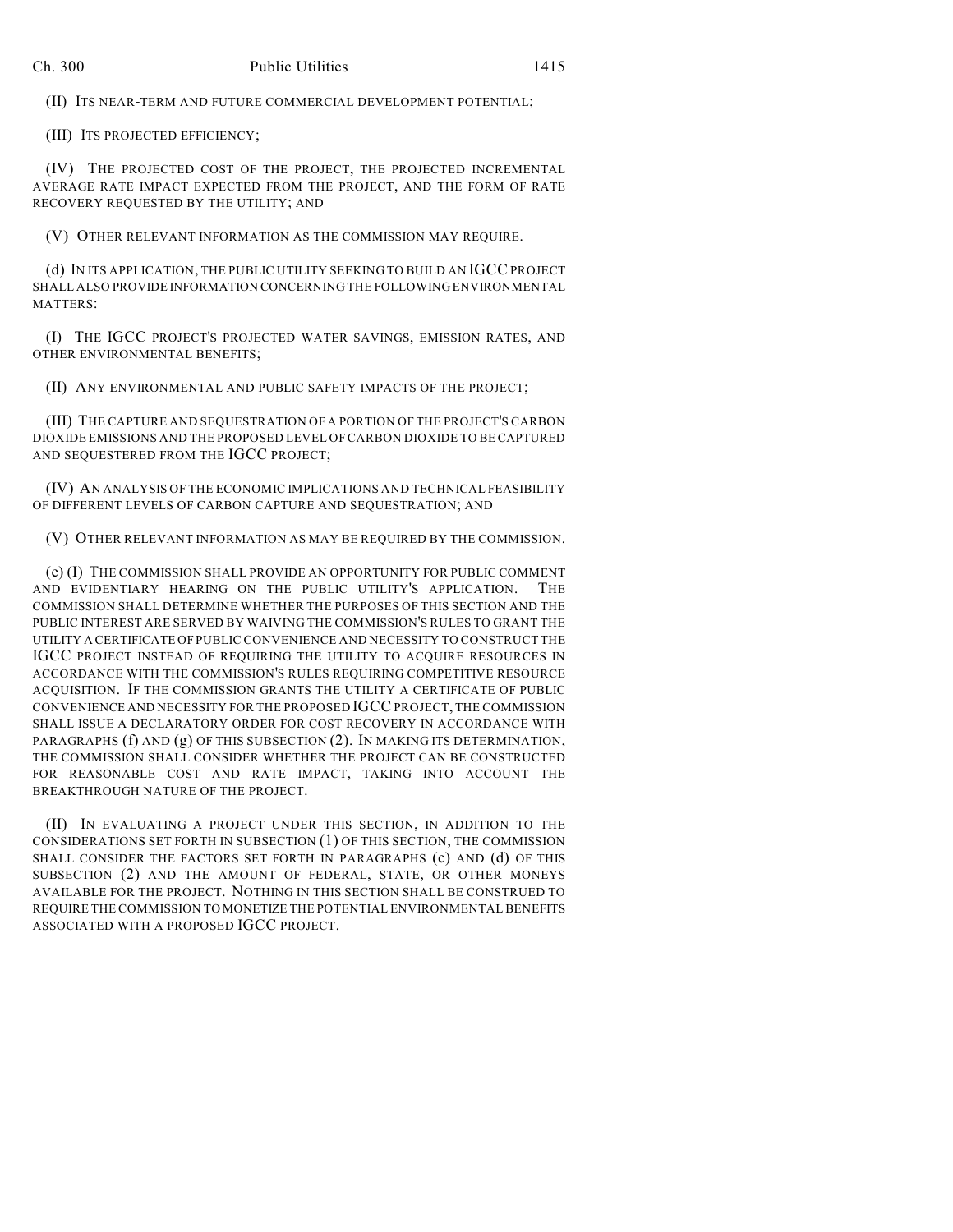(II) ITS NEAR-TERM AND FUTURE COMMERCIAL DEVELOPMENT POTENTIAL;

(III) ITS PROJECTED EFFICIENCY;

(IV) THE PROJECTED COST OF THE PROJECT, THE PROJECTED INCREMENTAL AVERAGE RATE IMPACT EXPECTED FROM THE PROJECT, AND THE FORM OF RATE RECOVERY REQUESTED BY THE UTILITY; AND

(V) OTHER RELEVANT INFORMATION AS THE COMMISSION MAY REQUIRE.

(d) IN ITS APPLICATION, THE PUBLIC UTILITY SEEKING TO BUILD AN IGCC PROJECT SHALL ALSO PROVIDE INFORMATION CONCERNING THE FOLLOWING ENVIRONMENTAL MATTERS:

(I) THE IGCC PROJECT'S PROJECTED WATER SAVINGS, EMISSION RATES, AND OTHER ENVIRONMENTAL BENEFITS;

(II) ANY ENVIRONMENTAL AND PUBLIC SAFETY IMPACTS OF THE PROJECT;

(III) THE CAPTURE AND SEQUESTRATION OF A PORTION OF THE PROJECT'S CARBON DIOXIDE EMISSIONS AND THE PROPOSED LEVEL OF CARBON DIOXIDE TO BE CAPTURED AND SEQUESTERED FROM THE IGCC PROJECT;

(IV) AN ANALYSIS OF THE ECONOMIC IMPLICATIONS AND TECHNICAL FEASIBILITY OF DIFFERENT LEVELS OF CARBON CAPTURE AND SEQUESTRATION; AND

(V) OTHER RELEVANT INFORMATION AS MAY BE REQUIRED BY THE COMMISSION.

(e) (I) THE COMMISSION SHALL PROVIDE AN OPPORTUNITY FOR PUBLIC COMMENT AND EVIDENTIARY HEARING ON THE PUBLIC UTILITY'S APPLICATION. THE COMMISSION SHALL DETERMINE WHETHER THE PURPOSES OF THIS SECTION AND THE PUBLIC INTEREST ARE SERVED BY WAIVING THE COMMISSION'S RULES TO GRANT THE UTILITY A CERTIFICATE OF PUBLIC CONVENIENCE AND NECESSITY TO CONSTRUCT THE IGCC PROJECT INSTEAD OF REQUIRING THE UTILITY TO ACQUIRE RESOURCES IN ACCORDANCE WITH THE COMMISSION'S RULES REQUIRING COMPETITIVE RESOURCE ACQUISITION. IF THE COMMISSION GRANTS THE UTILITY A CERTIFICATE OF PUBLIC CONVENIENCE AND NECESSITY FOR THE PROPOSED IGCC PROJECT, THE COMMISSION SHALL ISSUE A DECLARATORY ORDER FOR COST RECOVERY IN ACCORDANCE WITH PARAGRAPHS (f) AND (g) OF THIS SUBSECTION (2). IN MAKING ITS DETERMINATION, THE COMMISSION SHALL CONSIDER WHETHER THE PROJECT CAN BE CONSTRUCTED FOR REASONABLE COST AND RATE IMPACT, TAKING INTO ACCOUNT THE BREAKTHROUGH NATURE OF THE PROJECT.

(II) IN EVALUATING A PROJECT UNDER THIS SECTION, IN ADDITION TO THE CONSIDERATIONS SET FORTH IN SUBSECTION (1) OF THIS SECTION, THE COMMISSION SHALL CONSIDER THE FACTORS SET FORTH IN PARAGRAPHS (c) AND (d) OF THIS SUBSECTION (2) AND THE AMOUNT OF FEDERAL, STATE, OR OTHER MONEYS AVAILABLE FOR THE PROJECT. NOTHING IN THIS SECTION SHALL BE CONSTRUED TO REQUIRE THE COMMISSION TO MONETIZE THE POTENTIAL ENVIRONMENTAL BENEFITS ASSOCIATED WITH A PROPOSED IGCC PROJECT.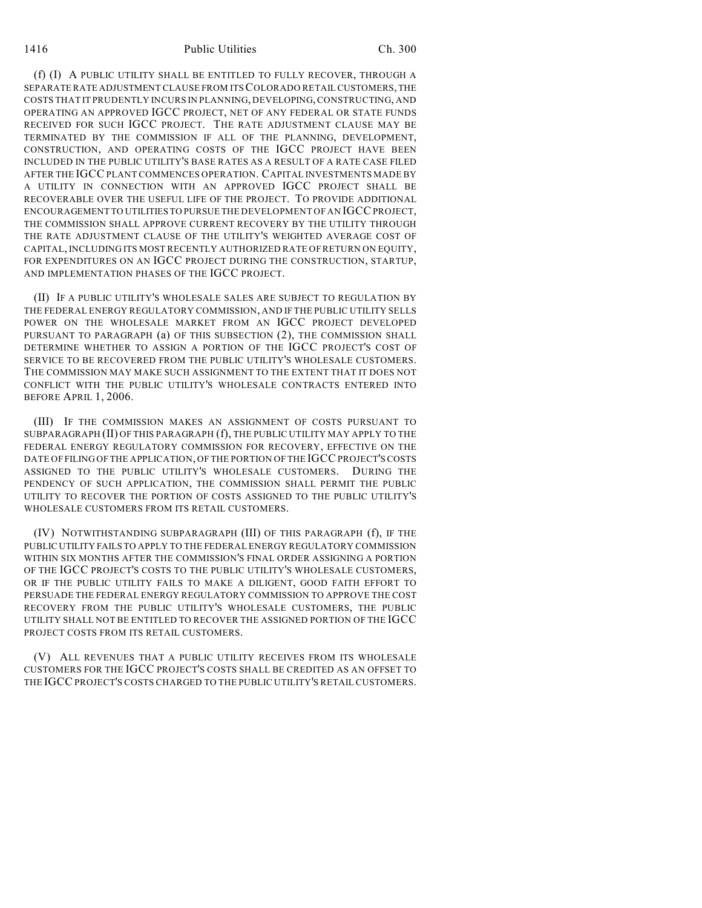(f) (I) A PUBLIC UTILITY SHALL BE ENTITLED TO FULLY RECOVER, THROUGH A SEPARATE RATE ADJUSTMENT CLAUSE FROM ITS COLORADO RETAIL CUSTOMERS, THE COSTS THAT IT PRUDENTLY INCURS IN PLANNING, DEVELOPING, CONSTRUCTING, AND OPERATING AN APPROVED IGCC PROJECT, NET OF ANY FEDERAL OR STATE FUNDS RECEIVED FOR SUCH IGCC PROJECT. THE RATE ADJUSTMENT CLAUSE MAY BE TERMINATED BY THE COMMISSION IF ALL OF THE PLANNING, DEVELOPMENT, CONSTRUCTION, AND OPERATING COSTS OF THE IGCC PROJECT HAVE BEEN INCLUDED IN THE PUBLIC UTILITY'S BASE RATES AS A RESULT OF A RATE CASE FILED AFTER THE IGCC PLANT COMMENCES OPERATION. CAPITAL INVESTMENTS MADE BY A UTILITY IN CONNECTION WITH AN APPROVED IGCC PROJECT SHALL BE RECOVERABLE OVER THE USEFUL LIFE OF THE PROJECT. TO PROVIDE ADDITIONAL ENCOURAGEMENT TO UTILITIES TO PURSUE THE DEVELOPMENT OF AN IGCC PROJECT, THE COMMISSION SHALL APPROVE CURRENT RECOVERY BY THE UTILITY THROUGH THE RATE ADJUSTMENT CLAUSE OF THE UTILITY'S WEIGHTED AVERAGE COST OF CAPITAL, INCLUDING ITS MOST RECENTLY AUTHORIZED RATE OF RETURN ON EQUITY, FOR EXPENDITURES ON AN IGCC PROJECT DURING THE CONSTRUCTION, STARTUP, AND IMPLEMENTATION PHASES OF THE IGCC PROJECT.

(II) IF A PUBLIC UTILITY'S WHOLESALE SALES ARE SUBJECT TO REGULATION BY THE FEDERAL ENERGY REGULATORY COMMISSION, AND IF THE PUBLIC UTILITY SELLS POWER ON THE WHOLESALE MARKET FROM AN IGCC PROJECT DEVELOPED PURSUANT TO PARAGRAPH (a) OF THIS SUBSECTION (2), THE COMMISSION SHALL DETERMINE WHETHER TO ASSIGN A PORTION OF THE IGCC PROJECT'S COST OF SERVICE TO BE RECOVERED FROM THE PUBLIC UTILITY'S WHOLESALE CUSTOMERS. THE COMMISSION MAY MAKE SUCH ASSIGNMENT TO THE EXTENT THAT IT DOES NOT CONFLICT WITH THE PUBLIC UTILITY'S WHOLESALE CONTRACTS ENTERED INTO BEFORE APRIL 1, 2006.

(III) IF THE COMMISSION MAKES AN ASSIGNMENT OF COSTS PURSUANT TO SUBPARAGRAPH (II) OF THIS PARAGRAPH (f), THE PUBLIC UTILITY MAY APPLY TO THE FEDERAL ENERGY REGULATORY COMMISSION FOR RECOVERY, EFFECTIVE ON THE DATE OF FILING OF THE APPLICATION, OF THE PORTION OF THE IGCC PROJECT'S COSTS ASSIGNED TO THE PUBLIC UTILITY'S WHOLESALE CUSTOMERS. DURING THE PENDENCY OF SUCH APPLICATION, THE COMMISSION SHALL PERMIT THE PUBLIC UTILITY TO RECOVER THE PORTION OF COSTS ASSIGNED TO THE PUBLIC UTILITY'S WHOLESALE CUSTOMERS FROM ITS RETAIL CUSTOMERS.

(IV) NOTWITHSTANDING SUBPARAGRAPH (III) OF THIS PARAGRAPH (f), IF THE PUBLIC UTILITY FAILS TO APPLY TO THE FEDERAL ENERGY REGULATORY COMMISSION WITHIN SIX MONTHS AFTER THE COMMISSION'S FINAL ORDER ASSIGNING A PORTION OF THE IGCC PROJECT'S COSTS TO THE PUBLIC UTILITY'S WHOLESALE CUSTOMERS, OR IF THE PUBLIC UTILITY FAILS TO MAKE A DILIGENT, GOOD FAITH EFFORT TO PERSUADE THE FEDERAL ENERGY REGULATORY COMMISSION TO APPROVE THE COST RECOVERY FROM THE PUBLIC UTILITY'S WHOLESALE CUSTOMERS, THE PUBLIC UTILITY SHALL NOT BE ENTITLED TO RECOVER THE ASSIGNED PORTION OF THE IGCC PROJECT COSTS FROM ITS RETAIL CUSTOMERS.

(V) ALL REVENUES THAT A PUBLIC UTILITY RECEIVES FROM ITS WHOLESALE CUSTOMERS FOR THE IGCC PROJECT'S COSTS SHALL BE CREDITED AS AN OFFSET TO THE IGCC PROJECT'S COSTS CHARGED TO THE PUBLIC UTILITY'S RETAIL CUSTOMERS.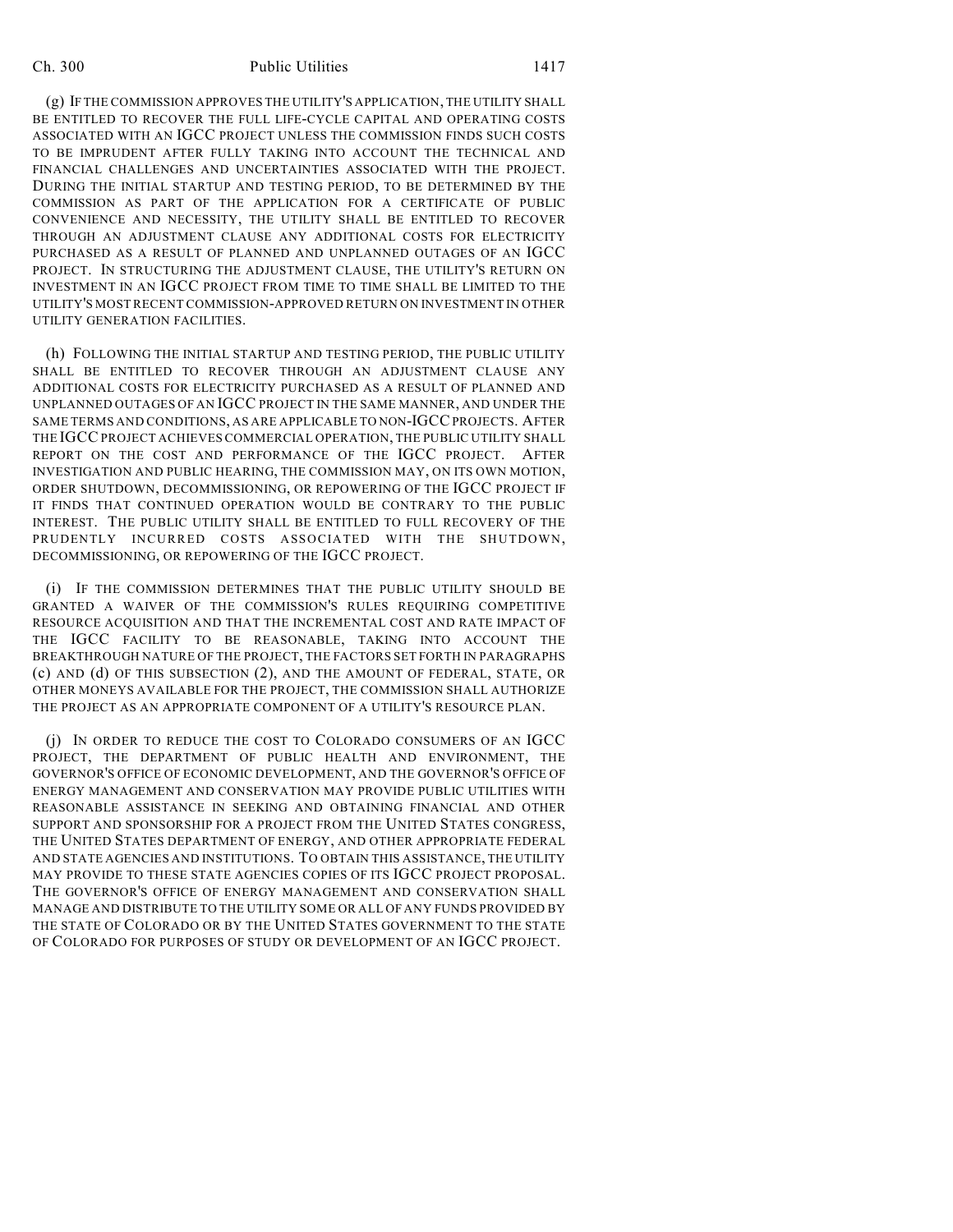(g) IF THE COMMISSION APPROVES THE UTILITY'S APPLICATION, THE UTILITY SHALL BE ENTITLED TO RECOVER THE FULL LIFE-CYCLE CAPITAL AND OPERATING COSTS ASSOCIATED WITH AN IGCC PROJECT UNLESS THE COMMISSION FINDS SUCH COSTS TO BE IMPRUDENT AFTER FULLY TAKING INTO ACCOUNT THE TECHNICAL AND FINANCIAL CHALLENGES AND UNCERTAINTIES ASSOCIATED WITH THE PROJECT. DURING THE INITIAL STARTUP AND TESTING PERIOD, TO BE DETERMINED BY THE COMMISSION AS PART OF THE APPLICATION FOR A CERTIFICATE OF PUBLIC CONVENIENCE AND NECESSITY, THE UTILITY SHALL BE ENTITLED TO RECOVER THROUGH AN ADJUSTMENT CLAUSE ANY ADDITIONAL COSTS FOR ELECTRICITY PURCHASED AS A RESULT OF PLANNED AND UNPLANNED OUTAGES OF AN IGCC PROJECT. IN STRUCTURING THE ADJUSTMENT CLAUSE, THE UTILITY'S RETURN ON INVESTMENT IN AN IGCC PROJECT FROM TIME TO TIME SHALL BE LIMITED TO THE UTILITY'S MOST RECENT COMMISSION-APPROVED RETURN ON INVESTMENT IN OTHER UTILITY GENERATION FACILITIES.

(h) FOLLOWING THE INITIAL STARTUP AND TESTING PERIOD, THE PUBLIC UTILITY SHALL BE ENTITLED TO RECOVER THROUGH AN ADJUSTMENT CLAUSE ANY ADDITIONAL COSTS FOR ELECTRICITY PURCHASED AS A RESULT OF PLANNED AND UNPLANNED OUTAGES OF AN IGCC PROJECT IN THE SAME MANNER, AND UNDER THE SAME TERMS AND CONDITIONS, AS ARE APPLICABLE TO NON-IGCC PROJECTS. AFTER THE IGCC PROJECT ACHIEVES COMMERCIAL OPERATION, THE PUBLIC UTILITY SHALL REPORT ON THE COST AND PERFORMANCE OF THE IGCC PROJECT. AFTER INVESTIGATION AND PUBLIC HEARING, THE COMMISSION MAY, ON ITS OWN MOTION, ORDER SHUTDOWN, DECOMMISSIONING, OR REPOWERING OF THE IGCC PROJECT IF IT FINDS THAT CONTINUED OPERATION WOULD BE CONTRARY TO THE PUBLIC INTEREST. THE PUBLIC UTILITY SHALL BE ENTITLED TO FULL RECOVERY OF THE PRUDENTLY INCURRED COSTS ASSOCIATED WITH THE SHUTDOWN, DECOMMISSIONING, OR REPOWERING OF THE IGCC PROJECT.

(i) IF THE COMMISSION DETERMINES THAT THE PUBLIC UTILITY SHOULD BE GRANTED A WAIVER OF THE COMMISSION'S RULES REQUIRING COMPETITIVE RESOURCE ACQUISITION AND THAT THE INCREMENTAL COST AND RATE IMPACT OF THE IGCC FACILITY TO BE REASONABLE, TAKING INTO ACCOUNT THE BREAKTHROUGH NATURE OF THE PROJECT, THE FACTORS SET FORTH IN PARAGRAPHS (c) AND (d) OF THIS SUBSECTION (2), AND THE AMOUNT OF FEDERAL, STATE, OR OTHER MONEYS AVAILABLE FOR THE PROJECT, THE COMMISSION SHALL AUTHORIZE THE PROJECT AS AN APPROPRIATE COMPONENT OF A UTILITY'S RESOURCE PLAN.

(j) IN ORDER TO REDUCE THE COST TO COLORADO CONSUMERS OF AN IGCC PROJECT, THE DEPARTMENT OF PUBLIC HEALTH AND ENVIRONMENT, THE GOVERNOR'S OFFICE OF ECONOMIC DEVELOPMENT, AND THE GOVERNOR'S OFFICE OF ENERGY MANAGEMENT AND CONSERVATION MAY PROVIDE PUBLIC UTILITIES WITH REASONABLE ASSISTANCE IN SEEKING AND OBTAINING FINANCIAL AND OTHER SUPPORT AND SPONSORSHIP FOR A PROJECT FROM THE UNITED STATES CONGRESS, THE UNITED STATES DEPARTMENT OF ENERGY, AND OTHER APPROPRIATE FEDERAL AND STATE AGENCIES AND INSTITUTIONS. TO OBTAIN THIS ASSISTANCE, THE UTILITY MAY PROVIDE TO THESE STATE AGENCIES COPIES OF ITS IGCC PROJECT PROPOSAL. THE GOVERNOR'S OFFICE OF ENERGY MANAGEMENT AND CONSERVATION SHALL MANAGE AND DISTRIBUTE TO THE UTILITY SOME OR ALL OF ANY FUNDS PROVIDED BY THE STATE OF COLORADO OR BY THE UNITED STATES GOVERNMENT TO THE STATE OF COLORADO FOR PURPOSES OF STUDY OR DEVELOPMENT OF AN IGCC PROJECT.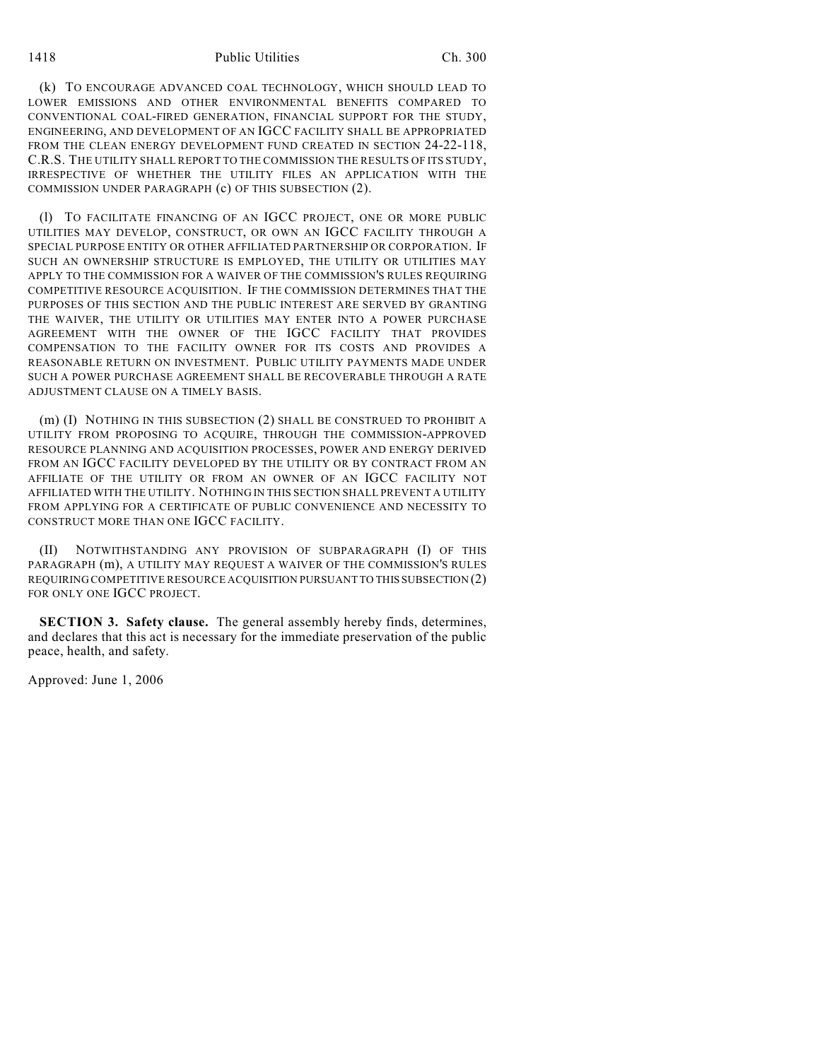(k) TO ENCOURAGE ADVANCED COAL TECHNOLOGY, WHICH SHOULD LEAD TO LOWER EMISSIONS AND OTHER ENVIRONMENTAL BENEFITS COMPARED TO CONVENTIONAL COAL-FIRED GENERATION, FINANCIAL SUPPORT FOR THE STUDY, ENGINEERING, AND DEVELOPMENT OF AN IGCC FACILITY SHALL BE APPROPRIATED FROM THE CLEAN ENERGY DEVELOPMENT FUND CREATED IN SECTION 24-22-118, C.R.S. THE UTILITY SHALL REPORT TO THE COMMISSION THE RESULTS OF ITS STUDY, IRRESPECTIVE OF WHETHER THE UTILITY FILES AN APPLICATION WITH THE COMMISSION UNDER PARAGRAPH (c) OF THIS SUBSECTION (2).

(l) TO FACILITATE FINANCING OF AN IGCC PROJECT, ONE OR MORE PUBLIC UTILITIES MAY DEVELOP, CONSTRUCT, OR OWN AN IGCC FACILITY THROUGH A SPECIAL PURPOSE ENTITY OR OTHER AFFILIATED PARTNERSHIP OR CORPORATION. IF SUCH AN OWNERSHIP STRUCTURE IS EMPLOYED, THE UTILITY OR UTILITIES MAY APPLY TO THE COMMISSION FOR A WAIVER OF THE COMMISSION'S RULES REQUIRING COMPETITIVE RESOURCE ACQUISITION. IF THE COMMISSION DETERMINES THAT THE PURPOSES OF THIS SECTION AND THE PUBLIC INTEREST ARE SERVED BY GRANTING THE WAIVER, THE UTILITY OR UTILITIES MAY ENTER INTO A POWER PURCHASE AGREEMENT WITH THE OWNER OF THE IGCC FACILITY THAT PROVIDES COMPENSATION TO THE FACILITY OWNER FOR ITS COSTS AND PROVIDES A REASONABLE RETURN ON INVESTMENT. PUBLIC UTILITY PAYMENTS MADE UNDER SUCH A POWER PURCHASE AGREEMENT SHALL BE RECOVERABLE THROUGH A RATE ADJUSTMENT CLAUSE ON A TIMELY BASIS.

(m) (I) NOTHING IN THIS SUBSECTION (2) SHALL BE CONSTRUED TO PROHIBIT A UTILITY FROM PROPOSING TO ACQUIRE, THROUGH THE COMMISSION-APPROVED RESOURCE PLANNING AND ACQUISITION PROCESSES, POWER AND ENERGY DERIVED FROM AN IGCC FACILITY DEVELOPED BY THE UTILITY OR BY CONTRACT FROM AN AFFILIATE OF THE UTILITY OR FROM AN OWNER OF AN IGCC FACILITY NOT AFFILIATED WITH THE UTILITY. NOTHING IN THIS SECTION SHALL PREVENT A UTILITY FROM APPLYING FOR A CERTIFICATE OF PUBLIC CONVENIENCE AND NECESSITY TO CONSTRUCT MORE THAN ONE IGCC FACILITY.

(II) NOTWITHSTANDING ANY PROVISION OF SUBPARAGRAPH (I) OF THIS PARAGRAPH (m), A UTILITY MAY REQUEST A WAIVER OF THE COMMISSION'S RULES REQUIRING COMPETITIVE RESOURCE ACQUISITION PURSUANT TO THIS SUBSECTION (2) FOR ONLY ONE IGCC PROJECT.

**SECTION 3. Safety clause.** The general assembly hereby finds, determines, and declares that this act is necessary for the immediate preservation of the public peace, health, and safety.

Approved: June 1, 2006